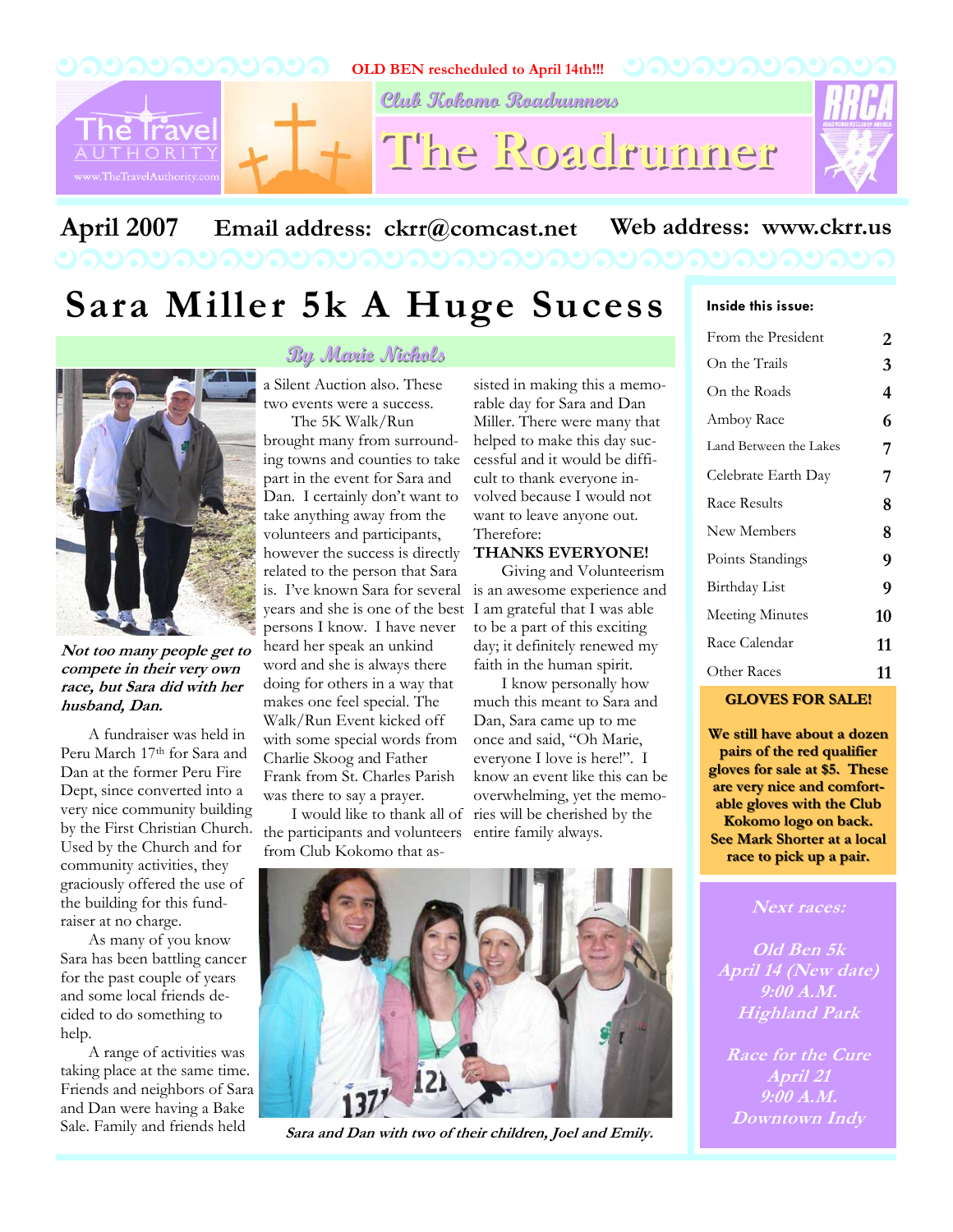OLD BEN rescheduled to April 14th!!!

The Travel Authority
www.TheTravelAuthority.com

Club Kokomo Roadrunners

# The Roadrunner

RRCA

**April 2007** **Email address: ckrr@comcast.net** **Web address: www.ckrr.us**

# Sara Miller 5k A Huge Sucess

*By Marie Nichols*

***Not too many people get to compete in their very own race, but Sara did with her husband, Dan.***

A fundraiser was held in Peru March 17th for Sara and Dan at the former Peru Fire Dept, since converted into a very nice community building by the First Christian Church. Used by the Church and for community activities, they graciously offered the use of the building for this fundraiser at no charge.

As many of you know Sara has been battling cancer for the past couple of years and some local friends decided to do something to help.

A range of activities was taking place at the same time. Friends and neighbors of Sara and Dan were having a Bake Sale. Family and friends held a Silent Auction also. These two events were a success.

The 5K Walk/Run brought many from surrounding towns and counties to take part in the event for Sara and Dan. I certainly don't want to take anything away from the volunteers and participants, however the success is directly related to the person that Sara is. I've known Sara for several years and she is one of the best persons I know. I have never heard her speak an unkind word and she is always there doing for others in a way that makes one feel special. The Walk/Run Event kicked off with some special words from Charlie Skoog and Father Frank from St. Charles Parish was there to say a prayer.

I would like to thank all of the participants and volunteers from Club Kokomo that assisted in making this a memorable day for Sara and Dan Miller. There were many that helped to make this day successful and it would be difficult to thank everyone involved because I would not want to leave anyone out. Therefore:

**THANKS EVERYONE!**

Giving and Volunteerism is an awesome experience and I am grateful that I was able to be a part of this exciting day; it definitely renewed my faith in the human spirit.

I know personally how much this meant to Sara and Dan, Sara came up to me once and said, "Oh Marie, everyone I love is here!". I know an event like this can be overwhelming, yet the memories will be cherished by the entire family always.

***Sara and Dan with two of their children, Joel and Emily.***

**Inside this issue:**

| | |
|---|---|
| From the President | 2 |
| On the Trails | 3 |
| On the Roads | 4 |
| Amboy Race | 6 |
| Land Between the Lakes | 7 |
| Celebrate Earth Day | 7 |
| Race Results | 8 |
| New Members | 8 |
| Points Standings | 9 |
| Birthday List | 9 |
| Meeting Minutes | 10 |
| Race Calendar | 11 |
| Other Races | 11 |

**GLOVES FOR SALE!**

**We still have about a dozen pairs of the red qualifier gloves for sale at $5. These are very nice and comfortable gloves with the Club Kokomo logo on back. See Mark Shorter at a local race to pick up a pair.**

***Next races:***

***Old Ben 5k***
***April 14 (New date)***
***9:00 A.M.***
***Highland Park***

***Race for the Cure***
***April 21***
***9:00 A.M.***
***Downtown Indy***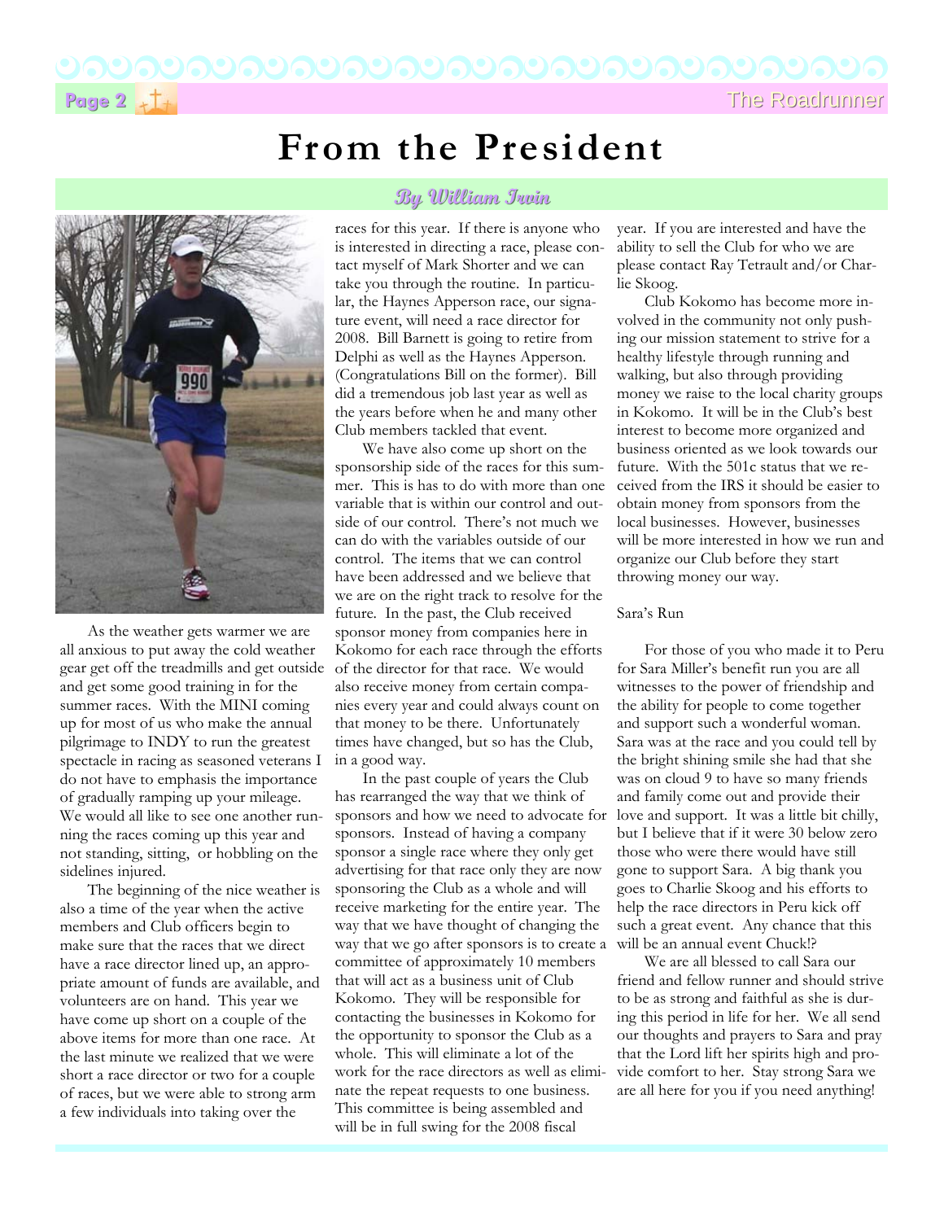# From the President

*By William Irwin*

As the weather gets warmer we are all anxious to put away the cold weather gear get off the treadmills and get outside and get some good training in for the summer races. With the MINI coming up for most of us who make the annual pilgrimage to INDY to run the greatest spectacle in racing as seasoned veterans I do not have to emphasis the importance of gradually ramping up your mileage. We would all like to see one another running the races coming up this year and not standing, sitting, or hobbling on the sidelines injured.

The beginning of the nice weather is also a time of the year when the active members and Club officers begin to make sure that the races that we direct have a race director lined up, an appropriate amount of funds are available, and volunteers are on hand. This year we have come up short on a couple of the above items for more than one race. At the last minute we realized that we were short a race director or two for a couple of races, but we were able to strong arm a few individuals into taking over the races for this year. If there is anyone who is interested in directing a race, please contact myself of Mark Shorter and we can take you through the routine. In particular, the Haynes Apperson race, our signature event, will need a race director for 2008. Bill Barnett is going to retire from Delphi as well as the Haynes Apperson. (Congratulations Bill on the former). Bill did a tremendous job last year as well as the years before when he and many other Club members tackled that event.

We have also come up short on the sponsorship side of the races for this summer. This is has to do with more than one variable that is within our control and outside of our control. There's not much we can do with the variables outside of our control. The items that we can control have been addressed and we believe that we are on the right track to resolve for the future. In the past, the Club received sponsor money from companies here in Kokomo for each race through the efforts of the director for that race. We would also receive money from certain companies every year and could always count on that money to be there. Unfortunately times have changed, but so has the Club, in a good way.

In the past couple of years the Club has rearranged the way that we think of sponsors and how we need to advocate for sponsors. Instead of having a company sponsor a single race where they only get advertising for that race only they are now sponsoring the Club as a whole and will receive marketing for the entire year. The way that we have thought of changing the way that we go after sponsors is to create a committee of approximately 10 members that will act as a business unit of Club Kokomo. They will be responsible for contacting the businesses in Kokomo for the opportunity to sponsor the Club as a whole. This will eliminate a lot of the work for the race directors as well as eliminate the repeat requests to one business. This committee is being assembled and will be in full swing for the 2008 fiscal year. If you are interested and have the ability to sell the Club for who we are please contact Ray Tetrault and/or Charlie Skoog.

Club Kokomo has become more involved in the community not only pushing our mission statement to strive for a healthy lifestyle through running and walking, but also through providing money we raise to the local charity groups in Kokomo. It will be in the Club's best interest to become more organized and business oriented as we look towards our future. With the 501c status that we received from the IRS it should be easier to obtain money from sponsors from the local businesses. However, businesses will be more interested in how we run and organize our Club before they start throwing money our way.

Sara's Run

For those of you who made it to Peru for Sara Miller's benefit run you are all witnesses to the power of friendship and the ability for people to come together and support such a wonderful woman. Sara was at the race and you could tell by the bright shining smile she had that she was on cloud 9 to have so many friends and family come out and provide their love and support. It was a little bit chilly, but I believe that if it were 30 below zero those who were there would have still gone to support Sara. A big thank you goes to Charlie Skoog and his efforts to help the race directors in Peru kick off such a great event. Any chance that this will be an annual event Chuck!?

We are all blessed to call Sara our friend and fellow runner and should strive to be as strong and faithful as she is during this period in life for her. We all send our thoughts and prayers to Sara and pray that the Lord lift her spirits high and provide comfort to her. Stay strong Sara we are all here for you if you need anything!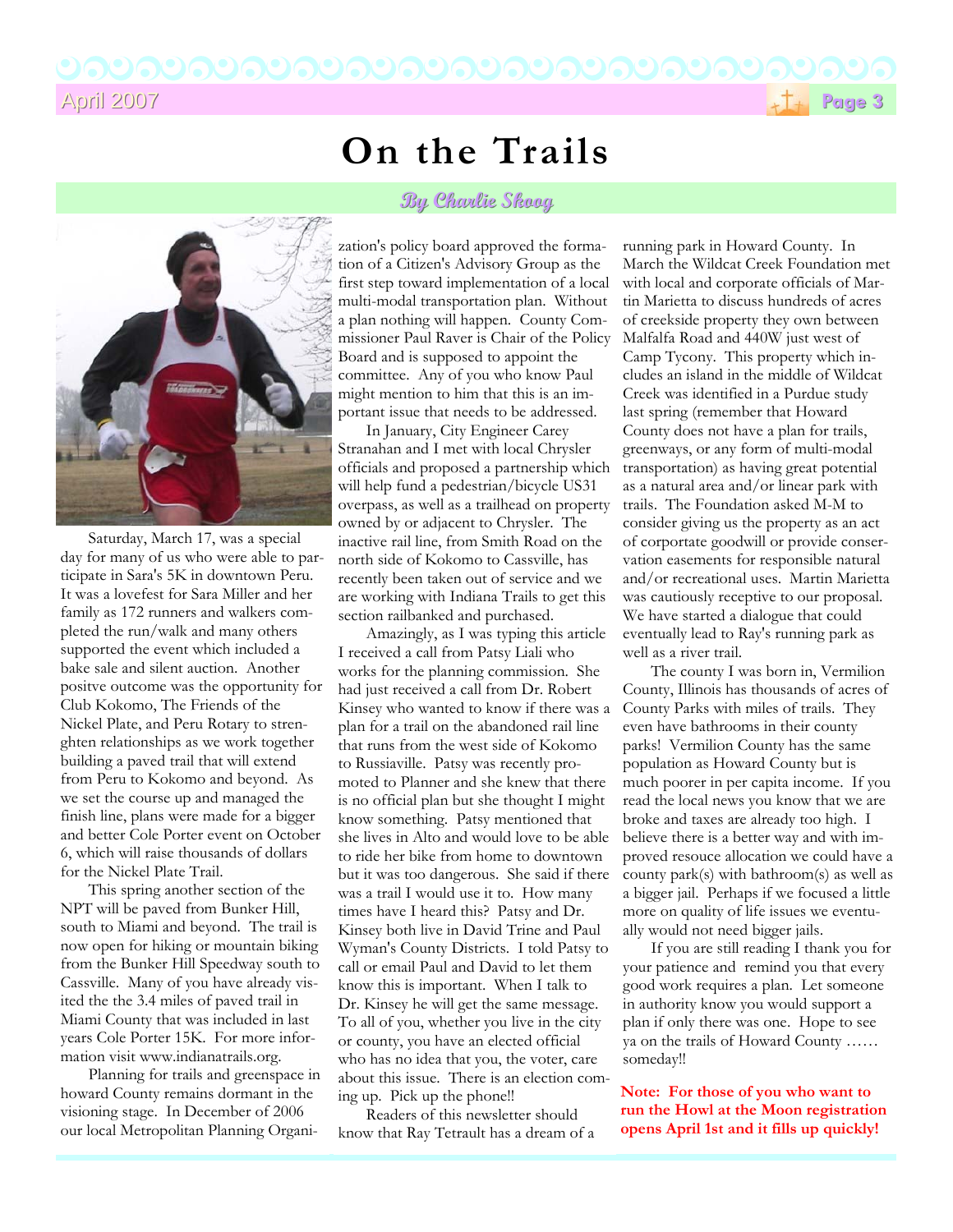# On the Trails

*By Charlie Skoog*

Saturday, March 17, was a special day for many of us who were able to participate in Sara's 5K in downtown Peru. It was a lovefest for Sara Miller and her family as 172 runners and walkers completed the run/walk and many others supported the event which included a bake sale and silent auction. Another positve outcome was the opportunity for Club Kokomo, The Friends of the Nickel Plate, and Peru Rotary to strenghten relationships as we work together building a paved trail that will extend from Peru to Kokomo and beyond. As we set the course up and managed the finish line, plans were made for a bigger and better Cole Porter event on October 6, which will raise thousands of dollars for the Nickel Plate Trail.

This spring another section of the NPT will be paved from Bunker Hill, south to Miami and beyond. The trail is now open for hiking or mountain biking from the Bunker Hill Speedway south to Cassville. Many of you have already visited the the 3.4 miles of paved trail in Miami County that was included in last years Cole Porter 15K. For more information visit www.indianatrails.org.

Planning for trails and greenspace in howard County remains dormant in the visioning stage. In December of 2006 our local Metropolitan Planning Organization's policy board approved the formation of a Citizen's Advisory Group as the first step toward implementation of a local multi-modal transportation plan. Without a plan nothing will happen. County Commissioner Paul Raver is Chair of the Policy Board and is supposed to appoint the committee. Any of you who know Paul might mention to him that this is an important issue that needs to be addressed.

In January, City Engineer Carey Stranahan and I met with local Chrysler officials and proposed a partnership which will help fund a pedestrian/bicycle US31 overpass, as well as a trailhead on property owned by or adjacent to Chrysler. The inactive rail line, from Smith Road on the north side of Kokomo to Cassville, has recently been taken out of service and we are working with Indiana Trails to get this section railbanked and purchased.

Amazingly, as I was typing this article I received a call from Patsy Liali who works for the planning commission. She had just received a call from Dr. Robert Kinsey who wanted to know if there was a plan for a trail on the abandoned rail line that runs from the west side of Kokomo to Russiaville. Patsy was recently promoted to Planner and she knew that there is no official plan but she thought I might know something. Patsy mentioned that she lives in Alto and would love to be able to ride her bike from home to downtown but it was too dangerous. She said if there was a trail I would use it to. How many times have I heard this? Patsy and Dr. Kinsey both live in David Trine and Paul Wyman's County Districts. I told Patsy to call or email Paul and David to let them know this is important. When I talk to Dr. Kinsey he will get the same message. To all of you, whether you live in the city or county, you have an elected official who has no idea that you, the voter, care about this issue. There is an election coming up. Pick up the phone!!

Readers of this newsletter should know that Ray Tetrault has a dream of a running park in Howard County. In March the Wildcat Creek Foundation met with local and corporate officials of Martin Marietta to discuss hundreds of acres of creekside property they own between Malfalfa Road and 440W just west of Camp Tycony. This property which includes an island in the middle of Wildcat Creek was identified in a Purdue study last spring (remember that Howard County does not have a plan for trails, greenways, or any form of multi-modal transportation) as having great potential as a natural area and/or linear park with trails. The Foundation asked M-M to consider giving us the property as an act of corportate goodwill or provide conservation easements for responsible natural and/or recreational uses. Martin Marietta was cautiously receptive to our proposal. We have started a dialogue that could eventually lead to Ray's running park as well as a river trail.

The county I was born in, Vermilion County, Illinois has thousands of acres of County Parks with miles of trails. They even have bathrooms in their county parks! Vermilion County has the same population as Howard County but is much poorer in per capita income. If you read the local news you know that we are broke and taxes are already too high. I believe there is a better way and with improved resouce allocation we could have a county park(s) with bathroom(s) as well as a bigger jail. Perhaps if we focused a little more on quality of life issues we eventually would not need bigger jails.

If you are still reading I thank you for your patience and remind you that every good work requires a plan. Let someone in authority know you would support a plan if only there was one. Hope to see ya on the trails of Howard County …… someday!!

**Note: For those of you who want to run the Howl at the Moon registration opens April 1st and it fills up quickly!**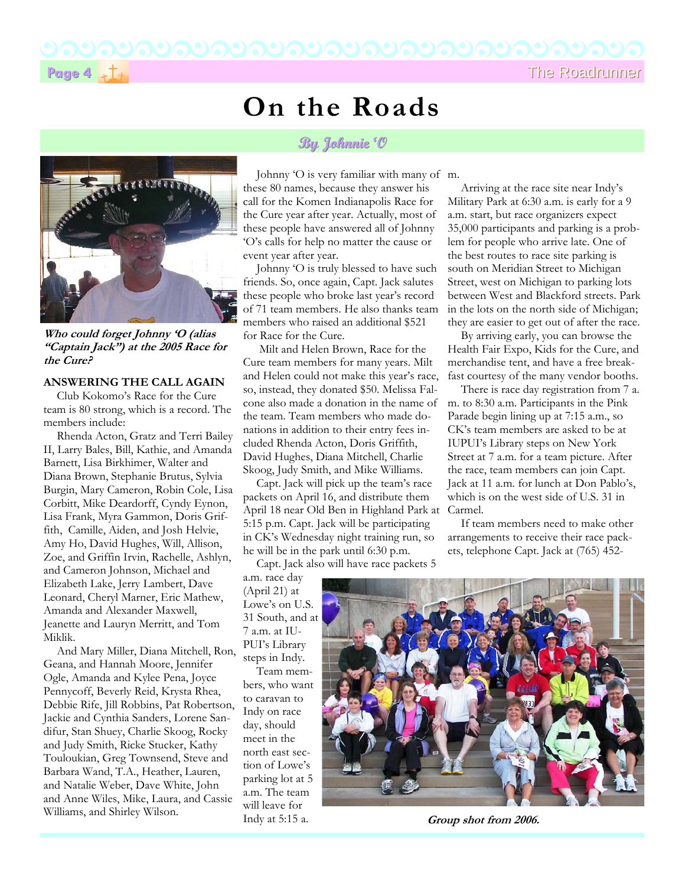# On the Roads

*By Johnnie 'O*

*Who could forget Johnny 'O (alias "Captain Jack") at the 2005 Race for the Cure?*

## ANSWERING THE CALL AGAIN

Club Kokomo's Race for the Cure team is 80 strong, which is a record. The members include:

Rhenda Acton, Gratz and Terri Bailey II, Larry Bales, Bill, Kathie, and Amanda Barnett, Lisa Birkhimer, Walter and Diana Brown, Stephanie Brutus, Sylvia Burgin, Mary Cameron, Robin Cole, Lisa Corbitt, Mike Deardorff, Cyndy Eynon, Lisa Frank, Myra Gammon, Doris Griffith, Camille, Aiden, and Josh Helvie, Amy Ho, David Hughes, Will, Allison, Zoe, and Griffin Irvin, Rachelle, Ashlyn, and Cameron Johnson, Michael and Elizabeth Lake, Jerry Lambert, Dave Leonard, Cheryl Marner, Eric Mathew, Amanda and Alexander Maxwell, Jeanette and Lauryn Merritt, and Tom Miklik.

And Mary Miller, Diana Mitchell, Ron, Geana, and Hannah Moore, Jennifer Ogle, Amanda and Kylee Pena, Joyce Pennycoff, Beverly Reid, Krysta Rhea, Debbie Rife, Jill Robbins, Pat Robertson, Jackie and Cynthia Sanders, Lorene Sandifur, Stan Shuey, Charlie Skoog, Rocky and Judy Smith, Ricke Stucker, Kathy Touloukian, Greg Townsend, Steve and Barbara Wand, T.A., Heather, Lauren, and Natalie Weber, Dave White, John and Anne Wiles, Mike, Laura, and Cassie Williams, and Shirley Wilson.

Johnny 'O is very familiar with many of these 80 names, because they answer his call for the Komen Indianapolis Race for the Cure year after year. Actually, most of these people have answered all of Johnny 'O's calls for help no matter the cause or event year after year.

Johnny 'O is truly blessed to have such friends. So, once again, Capt. Jack salutes these people who broke last year's record of 71 team members. He also thanks team members who raised an additional $521 for Race for the Cure.

Milt and Helen Brown, Race for the Cure team members for many years. Milt and Helen could not make this year's race, so, instead, they donated $50. Melissa Falcone also made a donation in the name of the team. Team members who made donations in addition to their entry fees included Rhenda Acton, Doris Griffith, David Hughes, Diana Mitchell, Charlie Skoog, Judy Smith, and Mike Williams.

Capt. Jack will pick up the team's race packets on April 16, and distribute them April 18 near Old Ben in Highland Park at 5:15 p.m. Capt. Jack will be participating in CK's Wednesday night training run, so he will be in the park until 6:30 p.m.

Capt. Jack also will have race packets 5 a.m. race day (April 21) at Lowe's on U.S. 31 South, and at 7 a.m. at IUPUI's Library steps in Indy.

Team members, who want to caravan to Indy on race day, should meet in the north east section of Lowe's parking lot at 5 a.m. The team will leave for Indy at 5:15 a.m.

Arriving at the race site near Indy's Military Park at 6:30 a.m. is early for a 9 a.m. start, but race organizers expect 35,000 participants and parking is a problem for people who arrive late. One of the best routes to race site parking is south on Meridian Street to Michigan Street, west on Michigan to parking lots between West and Blackford streets. Park in the lots on the north side of Michigan; they are easier to get out of after the race.

By arriving early, you can browse the Health Fair Expo, Kids for the Cure, and merchandise tent, and have a free breakfast courtesy of the many vendor booths.

There is race day registration from 7 a.m. to 8:30 a.m. Participants in the Pink Parade begin lining up at 7:15 a.m., so CK's team members are asked to be at IUPUI's Library steps on New York Street at 7 a.m. for a team picture. After the race, team members can join Capt. Jack at 11 a.m. for lunch at Don Pablo's, which is on the west side of U.S. 31 in Carmel.

If team members need to make other arrangements to receive their race packets, telephone Capt. Jack at (765) 452-

*Group shot from 2006.*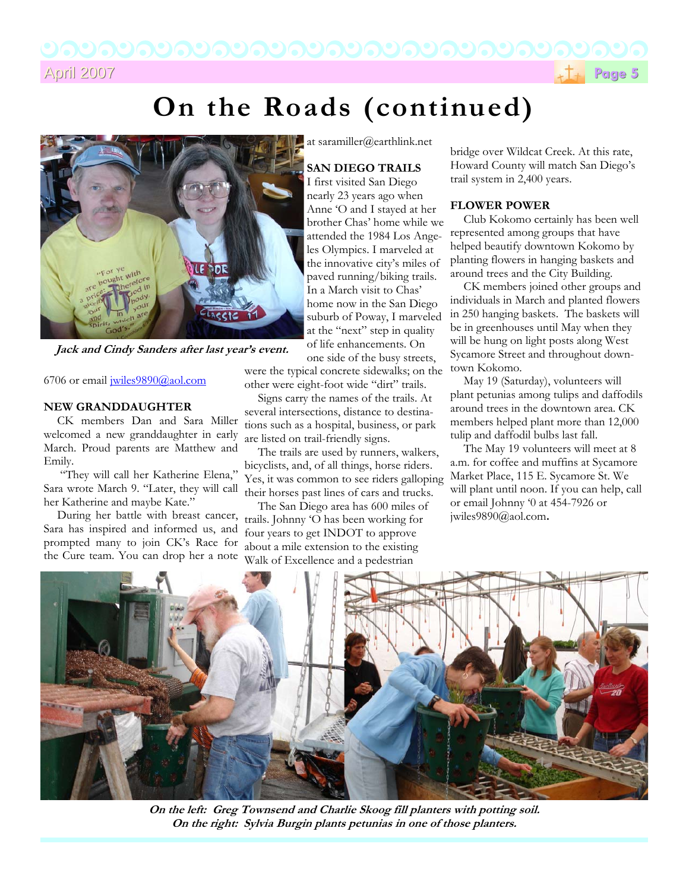# On the Roads (continued)

*Jack and Cindy Sanders after last year's event.*

6706 or email jwiles9890@aol.com

### NEW GRANDDAUGHTER

CK members Dan and Sara Miller welcomed a new granddaughter in early March. Proud parents are Matthew and Emily.

"They will call her Katherine Elena," Sara wrote March 9. "Later, they will call her Katherine and maybe Kate."

During her battle with breast cancer, Sara has inspired and informed us, and prompted many to join CK's Race for the Cure team. You can drop her a note at saramiller@earthlink.net

### SAN DIEGO TRAILS

I first visited San Diego nearly 23 years ago when Anne 'O and I stayed at her brother Chas' home while we attended the 1984 Los Angeles Olympics. I marveled at the innovative city's miles of paved running/biking trails. In a March visit to Chas' home now in the San Diego suburb of Poway, I marveled at the "next" step in quality of life enhancements. On one side of the busy streets, were the typical concrete sidewalks; on the other were eight-foot wide "dirt" trails.

Signs carry the names of the trails. At several intersections, distance to destinations such as a hospital, business, or park are listed on trail-friendly signs.

The trails are used by runners, walkers, bicyclists, and, of all things, horse riders. Yes, it was common to see riders galloping their horses past lines of cars and trucks.

The San Diego area has 600 miles of trails. Johnny 'O has been working for four years to get INDOT to approve about a mile extension to the existing Walk of Excellence and a pedestrian bridge over Wildcat Creek. At this rate, Howard County will match San Diego's trail system in 2,400 years.

### FLOWER POWER

Club Kokomo certainly has been well represented among groups that have helped beautify downtown Kokomo by planting flowers in hanging baskets and around trees and the City Building.

CK members joined other groups and individuals in March and planted flowers in 250 hanging baskets. The baskets will be in greenhouses until May when they will be hung on light posts along West Sycamore Street and throughout downtown Kokomo.

May 19 (Saturday), volunteers will plant petunias among tulips and daffodils around trees in the downtown area. CK members helped plant more than 12,000 tulip and daffodil bulbs last fall.

The May 19 volunteers will meet at 8 a.m. for coffee and muffins at Sycamore Market Place, 115 E. Sycamore St. We will plant until noon. If you can help, call or email Johnny '0 at 454-7926 or jwiles9890@aol.com.

*On the left: Greg Townsend and Charlie Skoog fill planters with potting soil.*
*On the right: Sylvia Burgin plants petunias in one of those planters.*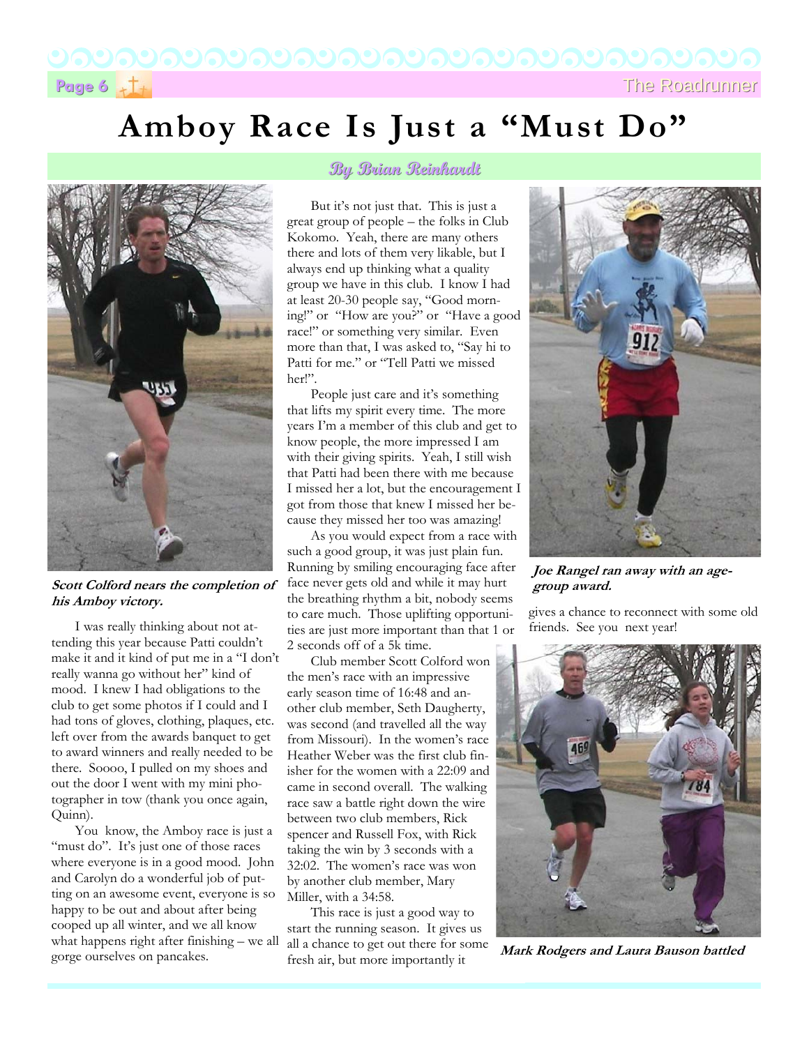# Amboy Race Is Just a "Must Do"

*By Brian Reinhardt*

*Scott Colford nears the completion of his Amboy victory.*

I was really thinking about not attending this year because Patti couldn't make it and it kind of put me in a "I don't really wanna go without her" kind of mood. I knew I had obligations to the club to get some photos if I could and I had tons of gloves, clothing, plaques, etc. left over from the awards banquet to get to award winners and really needed to be there. Soooo, I pulled on my shoes and out the door I went with my mini photographer in tow (thank you once again, Quinn).

You know, the Amboy race is just a "must do". It's just one of those races where everyone is in a good mood. John and Carolyn do a wonderful job of putting on an awesome event, everyone is so happy to be out and about after being cooped up all winter, and we all know what happens right after finishing – we all gorge ourselves on pancakes.

But it's not just that. This is just a great group of people – the folks in Club Kokomo. Yeah, there are many others there and lots of them very likable, but I always end up thinking what a quality group we have in this club. I know I had at least 20-30 people say, "Good morning!" or "How are you?" or "Have a good race!" or something very similar. Even more than that, I was asked to, "Say hi to Patti for me." or "Tell Patti we missed her!".

People just care and it's something that lifts my spirit every time. The more years I'm a member of this club and get to know people, the more impressed I am with their giving spirits. Yeah, I still wish that Patti had been there with me because I missed her a lot, but the encouragement I got from those that knew I missed her because they missed her too was amazing!

As you would expect from a race with such a good group, it was just plain fun. Running by smiling encouraging face after face never gets old and while it may hurt the breathing rhythm a bit, nobody seems to care much. Those uplifting opportunities are just more important than that 1 or 2 seconds off of a 5k time.

Club member Scott Colford won the men's race with an impressive early season time of 16:48 and another club member, Seth Daugherty, was second (and travelled all the way from Missouri). In the women's race Heather Weber was the first club finisher for the women with a 22:09 and came in second overall. The walking race saw a battle right down the wire between two club members, Rick spencer and Russell Fox, with Rick taking the win by 3 seconds with a 32:02. The women's race was won by another club member, Mary Miller, with a 34:58.

This race is just a good way to start the running season. It gives us all a chance to get out there for some fresh air, but more importantly it gives a chance to reconnect with some old friends. See you next year!

*Joe Rangel ran away with an age-group award.*

*Mark Rodgers and Laura Bauson battled*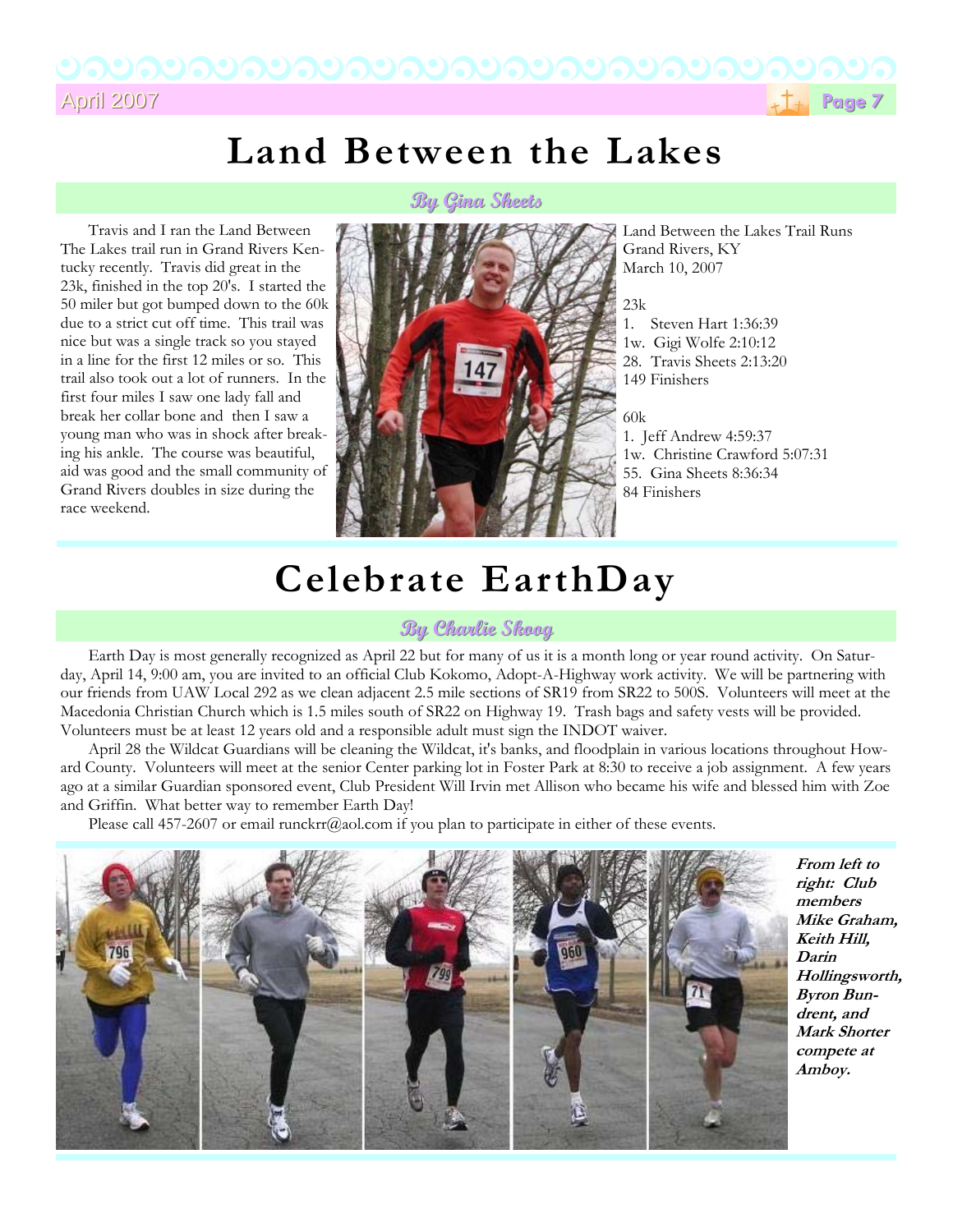# Land Between the Lakes

**By Gina Sheets**

Travis and I ran the Land Between The Lakes trail run in Grand Rivers Kentucky recently. Travis did great in the 23k, finished in the top 20's. I started the 50 miler but got bumped down to the 60k due to a strict cut off time. This trail was nice but was a single track so you stayed in a line for the first 12 miles or so. This trail also took out a lot of runners. In the first four miles I saw one lady fall and break her collar bone and then I saw a young man who was in shock after breaking his ankle. The course was beautiful, aid was good and the small community of Grand Rivers doubles in size during the race weekend.

Land Between the Lakes Trail Runs
Grand Rivers, KY
March 10, 2007

23k
1. Steven Hart 1:36:39
1w. Gigi Wolfe 2:10:12
28. Travis Sheets 2:13:20
149 Finishers

60k
1. Jeff Andrew 4:59:37
1w. Christine Crawford 5:07:31
55. Gina Sheets 8:36:34
84 Finishers

# Celebrate EarthDay

**By Charlie Skoog**

Earth Day is most generally recognized as April 22 but for many of us it is a month long or year round activity. On Saturday, April 14, 9:00 am, you are invited to an official Club Kokomo, Adopt-A-Highway work activity. We will be partnering with our friends from UAW Local 292 as we clean adjacent 2.5 mile sections of SR19 from SR22 to 500S. Volunteers will meet at the Macedonia Christian Church which is 1.5 miles south of SR22 on Highway 19. Trash bags and safety vests will be provided. Volunteers must be at least 12 years old and a responsible adult must sign the INDOT waiver.

April 28 the Wildcat Guardians will be cleaning the Wildcat, it's banks, and floodplain in various locations throughout Howard County. Volunteers will meet at the senior Center parking lot in Foster Park at 8:30 to receive a job assignment. A few years ago at a similar Guardian sponsored event, Club President Will Irvin met Allison who became his wife and blessed him with Zoe and Griffin. What better way to remember Earth Day!

Please call 457-2607 or email runckrr@aol.com if you plan to participate in either of these events.

***From left to right: Club members Mike Graham, Keith Hill, Darin Hollingsworth, Byron Bundrent, and Mark Shorter compete at Amboy.***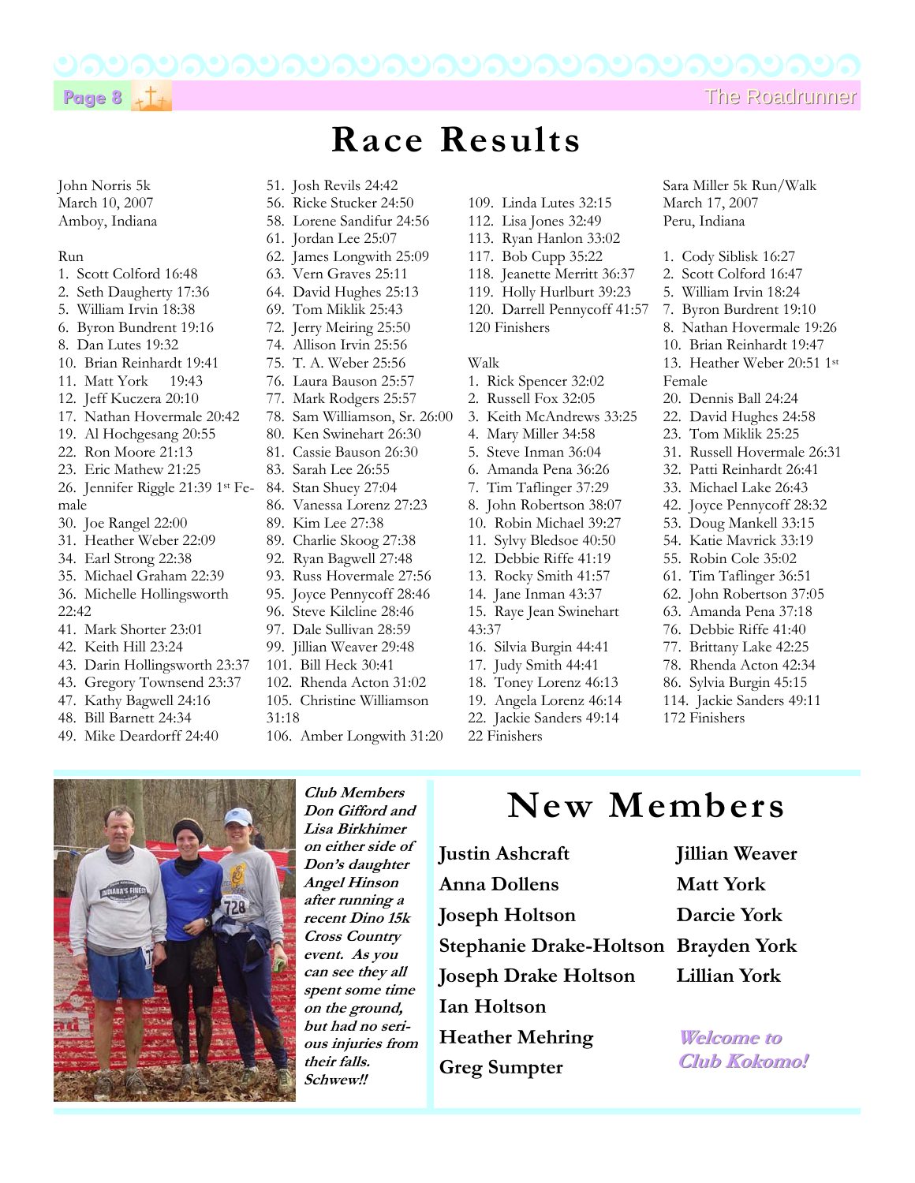# Race Results

John Norris 5k
March 10, 2007
Amboy, Indiana

Run
1. Scott Colford 16:48
2. Seth Daugherty 17:36
5. William Irvin 18:38
6. Byron Bundrent 19:16
8. Dan Lutes 19:32
10. Brian Reinhardt 19:41
11. Matt York 19:43
12. Jeff Kuczera 20:10
17. Nathan Hovermale 20:42
19. Al Hochgesang 20:55
22. Ron Moore 21:13
23. Eric Mathew 21:25
26. Jennifer Riggle 21:39 1st Female
30. Joe Rangel 22:00
31. Heather Weber 22:09
34. Earl Strong 22:38
35. Michael Graham 22:39
36. Michelle Hollingsworth 22:42
41. Mark Shorter 23:01
42. Keith Hill 23:24
43. Darin Hollingsworth 23:37
43. Gregory Townsend 23:37
47. Kathy Bagwell 24:16
48. Bill Barnett 24:34
49. Mike Deardorff 24:40
51. Josh Revils 24:42
56. Ricke Stucker 24:50
58. Lorene Sandifur 24:56
61. Jordan Lee 25:07
62. James Longwith 25:09
63. Vern Graves 25:11
64. David Hughes 25:13
69. Tom Miklik 25:43
72. Jerry Meiring 25:50
74. Allison Irvin 25:56
75. T. A. Weber 25:56
76. Laura Bauson 25:57
77. Mark Rodgers 25:57
78. Sam Williamson, Sr. 26:00
80. Ken Swinehart 26:30
81. Cassie Bauson 26:30
83. Sarah Lee 26:55
84. Stan Shuey 27:04
86. Vanessa Lorenz 27:23
89. Kim Lee 27:38
89. Charlie Skoog 27:38
92. Ryan Bagwell 27:48
93. Russ Hovermale 27:56
95. Joyce Pennycoff 28:46
96. Steve Kilcline 28:46
97. Dale Sullivan 28:59
99. Jillian Weaver 29:48
101. Bill Heck 30:41
102. Rhenda Acton 31:02
105. Christine Williamson 31:18
106. Amber Longwith 31:20
109. Linda Lutes 32:15
112. Lisa Jones 32:49
113. Ryan Hanlon 33:02
117. Bob Cupp 35:22
118. Jeanette Merritt 36:37
119. Holly Hurlburt 39:23
120. Darrell Pennycoff 41:57

120 Finishers

Walk
1. Rick Spencer 32:02
2. Russell Fox 32:05
3. Keith McAndrews 33:25
4. Mary Miller 34:58
5. Steve Inman 36:04
6. Amanda Pena 36:26
7. Tim Taflinger 37:29
8. John Robertson 38:07
10. Robin Michael 39:27
11. Sylvy Bledsoe 40:50
12. Debbie Riffe 41:19
13. Rocky Smith 41:57
14. Jane Inman 43:37
15. Raye Jean Swinehart 43:37
16. Silvia Burgin 44:41
17. Judy Smith 44:41
18. Toney Lorenz 46:13
19. Angela Lorenz 46:14
22. Jackie Sanders 49:14

22 Finishers

Sara Miller 5k Run/Walk
March 17, 2007
Peru, Indiana

1. Cody Siblisk 16:27
2. Scott Colford 16:47
5. William Irvin 18:24
7. Byron Burdrent 19:10
8. Nathan Hovermale 19:26
10. Brian Reinhardt 19:47
13. Heather Weber 20:51 1st Female
20. Dennis Ball 24:24
22. David Hughes 24:58
23. Tom Miklik 25:25
31. Russell Hovermale 26:31
32. Patti Reinhardt 26:41
33. Michael Lake 26:43
42. Joyce Pennycoff 28:32
53. Doug Mankell 33:15
54. Katie Mavrick 33:19
55. Robin Cole 35:02
61. Tim Taflinger 36:51
62. John Robertson 37:05
63. Amanda Pena 37:18
76. Debbie Riffe 41:40
77. Brittany Lake 42:25
78. Rhenda Acton 42:34
86. Sylvia Burgin 45:15
114. Jackie Sanders 49:11

172 Finishers

***Club Members Don Gifford and Lisa Birkhimer on either side of Don's daughter Angel Hinson after running a recent Dino 15k Cross Country event. As you can see they all spent some time on the ground, but had no serious injuries from their falls. Schwew!!***

# New Members

**Justin Ashcraft**
**Anna Dollens**
**Joseph Holtson**
**Stephanie Drake-Holtson**
**Joseph Drake Holtson**
**Ian Holtson**
**Heather Mehring**
**Greg Sumpter**
**Jillian Weaver**
**Matt York**
**Darcie York**
**Brayden York**
**Lillian York**

***Welcome to Club Kokomo!***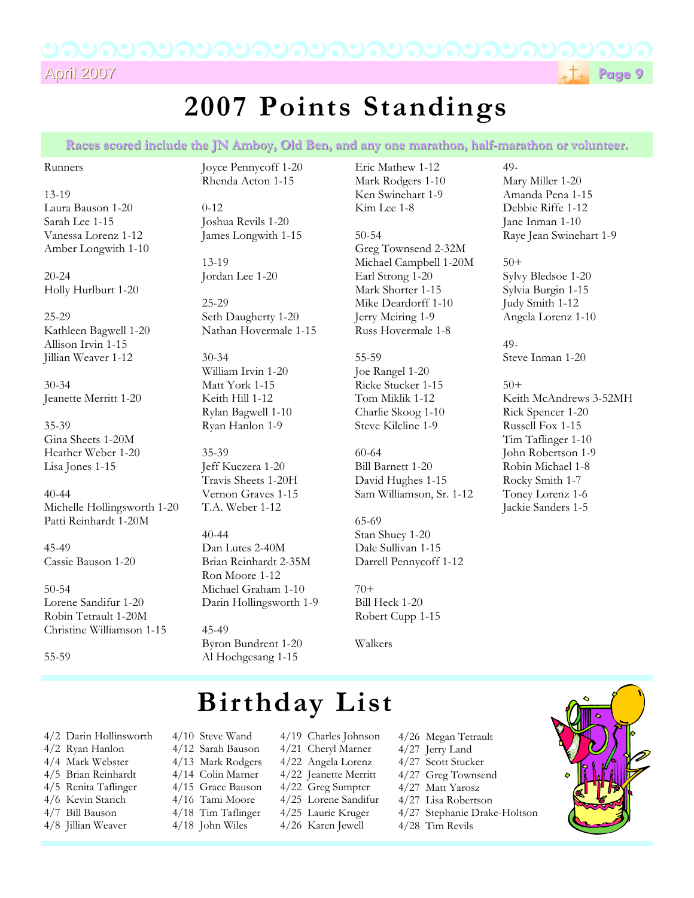# 2007 Points Standings

**Races scored include the JN Amboy, Old Ben, and any one marathon, half-marathon or volunteer.**

Runners

13-19
Laura Bauson 1-20
Sarah Lee 1-15
Vanessa Lorenz 1-12
Amber Longwith 1-10

20-24
Holly Hurlburt 1-20

25-29
Kathleen Bagwell 1-20
Allison Irvin 1-15
Jillian Weaver 1-12

30-34
Jeanette Merritt 1-20

35-39
Gina Sheets 1-20M
Heather Weber 1-20
Lisa Jones 1-15

40-44
Michelle Hollingsworth 1-20
Patti Reinhardt 1-20M

45-49
Cassie Bauson 1-20

50-54
Lorene Sandifur 1-20
Robin Tetrault 1-20M
Christine Williamson 1-15

55-59
Joyce Pennycoff 1-20
Rhenda Acton 1-15

0-12
Joshua Revils 1-20
James Longwith 1-15

13-19
Jordan Lee 1-20

25-29
Seth Daugherty 1-20
Nathan Hovermale 1-15

30-34
William Irvin 1-20
Matt York 1-15
Keith Hill 1-12
Rylan Bagwell 1-10
Ryan Hanlon 1-9

35-39
Jeff Kuczera 1-20
Travis Sheets 1-20H
Vernon Graves 1-15
T.A. Weber 1-12

40-44
Dan Lutes 2-40M
Brian Reinhardt 2-35M
Ron Moore 1-12
Michael Graham 1-10
Darin Hollingsworth 1-9

45-49
Byron Bundrent 1-20
Al Hochgesang 1-15
Eric Mathew 1-12
Mark Rodgers 1-10
Ken Swinehart 1-9
Kim Lee 1-8

50-54
Greg Townsend 2-32M
Michael Campbell 1-20M
Earl Strong 1-20
Mark Shorter 1-15
Mike Deardorff 1-10
Jerry Meiring 1-9
Russ Hovermale 1-8

55-59
Joe Rangel 1-20
Ricke Stucker 1-15
Tom Miklik 1-12
Charlie Skoog 1-10
Steve Kilcline 1-9

60-64
Bill Barnett 1-20
David Hughes 1-15
Sam Williamson, Sr. 1-12

65-69
Stan Shuey 1-20
Dale Sullivan 1-15
Darrell Pennycoff 1-12

70+
Bill Heck 1-20
Robert Cupp 1-15

Walkers

49-
Mary Miller 1-20
Amanda Pena 1-15
Debbie Riffe 1-12
Jane Inman 1-10
Raye Jean Swinehart 1-9

50+
Sylvy Bledsoe 1-20
Sylvia Burgin 1-15
Judy Smith 1-12
Angela Lorenz 1-10

49-
Steve Inman 1-20

50+
Keith McAndrews 3-52MH
Rick Spencer 1-20
Russell Fox 1-15
Tim Taflinger 1-10
John Robertson 1-9
Robin Michael 1-8
Rocky Smith 1-7
Toney Lorenz 1-6
Jackie Sanders 1-5

# Birthday List

4/2 Darin Hollinsworth
4/2 Ryan Hanlon
4/4 Mark Webster
4/5 Brian Reinhardt
4/5 Renita Taflinger
4/6 Kevin Starich
4/7 Bill Bauson
4/8 Jillian Weaver
4/10 Steve Wand
4/12 Sarah Bauson
4/13 Mark Rodgers
4/14 Colin Marner
4/15 Grace Bauson
4/16 Tami Moore
4/18 Tim Taflinger
4/18 John Wiles
4/19 Charles Johnson
4/21 Cheryl Marner
4/22 Angela Lorenz
4/22 Jeanette Merritt
4/22 Greg Sumpter
4/25 Lorene Sandifur
4/25 Laurie Kruger
4/26 Karen Jewell
4/26 Megan Tetrault
4/27 Jerry Land
4/27 Scott Stucker
4/27 Greg Townsend
4/27 Matt Yarosz
4/27 Lisa Robertson
4/27 Stephanie Drake-Holtson
4/28 Tim Revils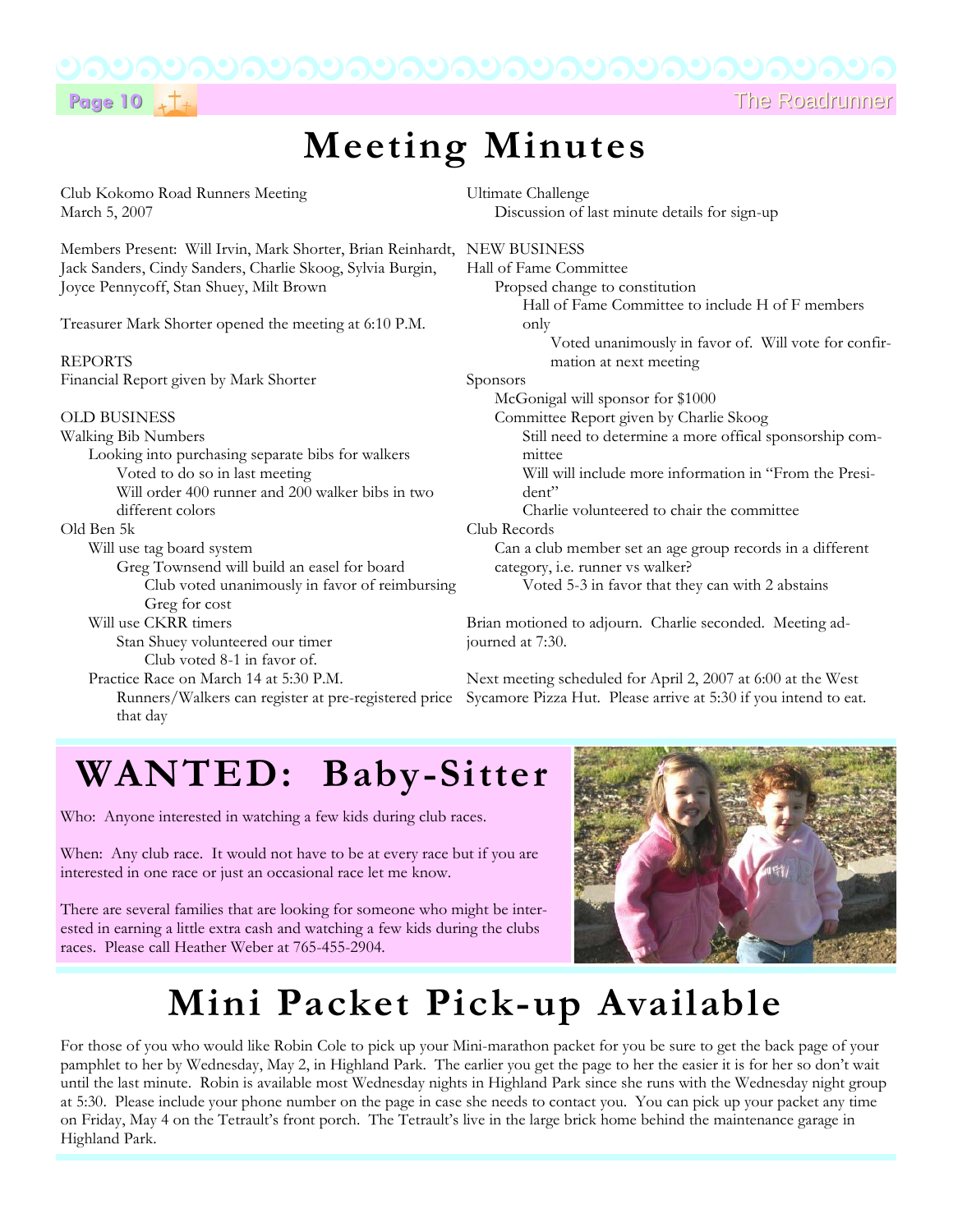# Meeting Minutes

Club Kokomo Road Runners Meeting
March 5, 2007

Members Present: Will Irvin, Mark Shorter, Brian Reinhardt, Jack Sanders, Cindy Sanders, Charlie Skoog, Sylvia Burgin, Joyce Pennycoff, Stan Shuey, Milt Brown

Treasurer Mark Shorter opened the meeting at 6:10 P.M.

REPORTS
Financial Report given by Mark Shorter

OLD BUSINESS
Walking Bib Numbers
- Looking into purchasing separate bibs for walkers
  - Voted to do so in last meeting
  - Will order 400 runner and 200 walker bibs in two different colors

Old Ben 5k
- Will use tag board system
  - Greg Townsend will build an easel for board
    - Club voted unanimously in favor of reimbursing Greg for cost
- Will use CKRR timers
  - Stan Shuey volunteered our timer
    - Club voted 8-1 in favor of.
- Practice Race on March 14 at 5:30 P.M.
  - Runners/Walkers can register at pre-registered price that day

Ultimate Challenge
- Discussion of last minute details for sign-up

NEW BUSINESS
Hall of Fame Committee
- Propsed change to constitution
  - Hall of Fame Committee to include H of F members only
    - Voted unanimously in favor of. Will vote for confirmation at next meeting

Sponsors
- McGonigal will sponsor for $1000
- Committee Report given by Charlie Skoog
  - Still need to determine a more offical sponsorship committee
  - Will will include more information in "From the President"
  - Charlie volunteered to chair the committee

Club Records
- Can a club member set an age group records in a different category, i.e. runner vs walker?
  - Voted 5-3 in favor that they can with 2 abstains

Brian motioned to adjourn. Charlie seconded. Meeting adjourned at 7:30.

Next meeting scheduled for April 2, 2007 at 6:00 at the West Sycamore Pizza Hut. Please arrive at 5:30 if you intend to eat.

# WANTED: Baby-Sitter

Who: Anyone interested in watching a few kids during club races.

When: Any club race. It would not have to be at every race but if you are interested in one race or just an occasional race let me know.

There are several families that are looking for someone who might be interested in earning a little extra cash and watching a few kids during the clubs races. Please call Heather Weber at 765-455-2904.

# Mini Packet Pick-up Available

For those of you who would like Robin Cole to pick up your Mini-marathon packet for you be sure to get the back page of your pamphlet to her by Wednesday, May 2, in Highland Park. The earlier you get the page to her the easier it is for her so don't wait until the last minute. Robin is available most Wednesday nights in Highland Park since she runs with the Wednesday night group at 5:30. Please include your phone number on the page in case she needs to contact you. You can pick up your packet any time on Friday, May 4 on the Tetrault's front porch. The Tetrault's live in the large brick home behind the maintenance garage in Highland Park.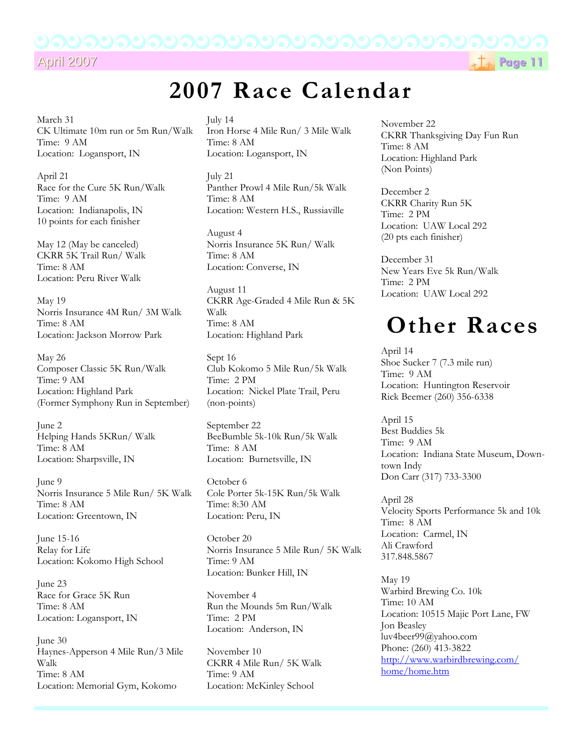# 2007 Race Calendar

March 31
CK Ultimate 10m run or 5m Run/Walk
Time: 9 AM
Location: Logansport, IN

April 21
Race for the Cure 5K Run/Walk
Time: 9 AM
Location: Indianapolis, IN
10 points for each finisher

May 12 (May be canceled)
CKRR 5K Trail Run/ Walk
Time: 8 AM
Location: Peru River Walk

May 19
Norris Insurance 4M Run/ 3M Walk
Time: 8 AM
Location: Jackson Morrow Park

May 26
Composer Classic 5K Run/Walk
Time: 9 AM
Location: Highland Park
(Former Symphony Run in September)

June 2
Helping Hands 5KRun/ Walk
Time: 8 AM
Location: Sharpsville, IN

June 9
Norris Insurance 5 Mile Run/ 5K Walk
Time: 8 AM
Location: Greentown, IN

June 15-16
Relay for Life
Location: Kokomo High School

June 23
Race for Grace 5K Run
Time: 8 AM
Location: Logansport, IN

June 30
Haynes-Apperson 4 Mile Run/3 Mile Walk
Time: 8 AM
Location: Memorial Gym, Kokomo

July 14
Iron Horse 4 Mile Run/ 3 Mile Walk
Time: 8 AM
Location: Logansport, IN

July 21
Panther Prowl 4 Mile Run/5k Walk
Time: 8 AM
Location: Western H.S., Russiaville

August 4
Norris Insurance 5K Run/ Walk
Time: 8 AM
Location: Converse, IN

August 11
CKRR Age-Graded 4 Mile Run & 5K Walk
Time: 8 AM
Location: Highland Park

Sept 16
Club Kokomo 5 Mile Run/5k Walk
Time: 2 PM
Location: Nickel Plate Trail, Peru
(non-points)

September 22
BeeBumble 5k-10k Run/5k Walk
Time: 8 AM
Location: Burnetsville, IN

October 6
Cole Porter 5k-15K Run/5k Walk
Time: 8:30 AM
Location: Peru, IN

October 20
Norris Insurance 5 Mile Run/ 5K Walk
Time: 9 AM
Location: Bunker Hill, IN

November 4
Run the Mounds 5m Run/Walk
Time: 2 PM
Location: Anderson, IN

November 10
CKRR 4 Mile Run/ 5K Walk
Time: 9 AM
Location: McKinley School

November 22
CKRR Thanksgiving Day Fun Run
Time: 8 AM
Location: Highland Park
(Non Points)

December 2
CKRR Charity Run 5K
Time: 2 PM
Location: UAW Local 292
(20 pts each finisher)

December 31
New Years Eve 5k Run/Walk
Time: 2 PM
Location: UAW Local 292

# Other Races

April 14
Shoe Sucker 7 (7.3 mile run)
Time: 9 AM
Location: Huntington Reservoir
Rick Beemer (260) 356-6338

April 15
Best Buddies 5k
Time: 9 AM
Location: Indiana State Museum, Downtown Indy
Don Carr (317) 733-3300

April 28
Velocity Sports Performance 5k and 10k
Time: 8 AM
Location: Carmel, IN
Ali Crawford
317.848.5867

May 19
Warbird Brewing Co. 10k
Time: 10 AM
Location: 10515 Majic Port Lane, FW
Jon Beasley
luv4beer99@yahoo.com
Phone: (260) 413-3822
http://www.warbirdbrewing.com/home/home.htm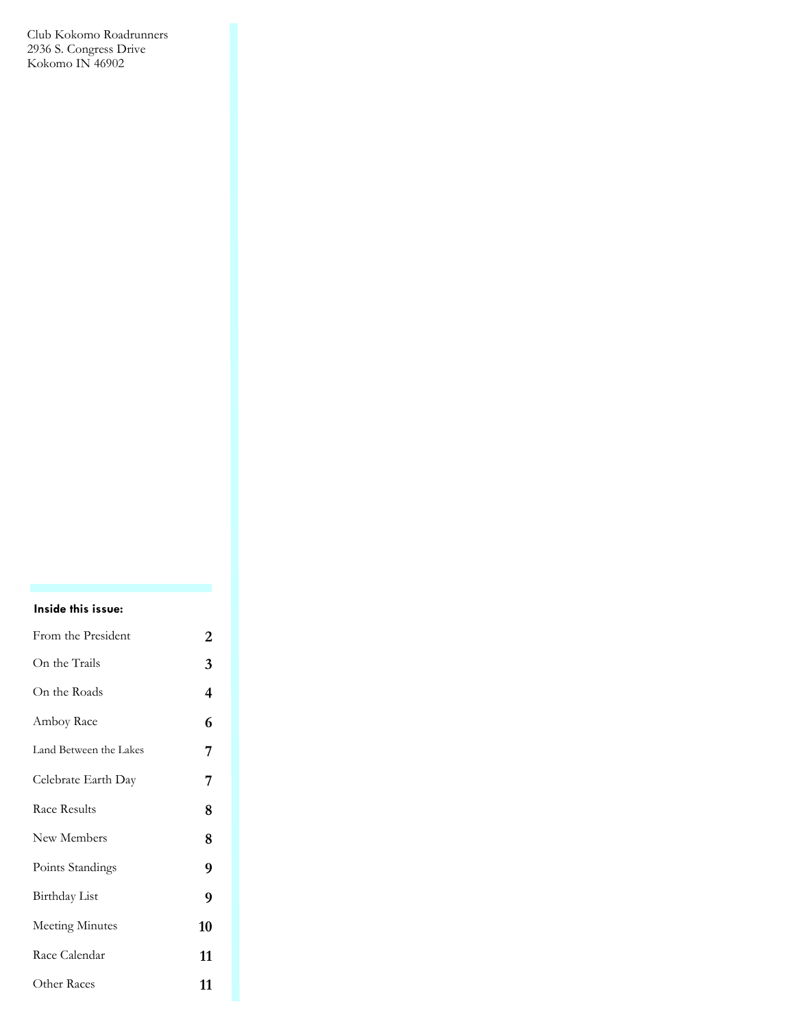Club Kokomo Roadrunners
2936 S. Congress Drive
Kokomo IN 46902

**Inside this issue:**

| | |
|---|---|
| From the President | 2 |
| On the Trails | 3 |
| On the Roads | 4 |
| Amboy Race | 6 |
| Land Between the Lakes | 7 |
| Celebrate Earth Day | 7 |
| Race Results | 8 |
| New Members | 8 |
| Points Standings | 9 |
| Birthday List | 9 |
| Meeting Minutes | 10 |
| Race Calendar | 11 |
| Other Races | 11 |